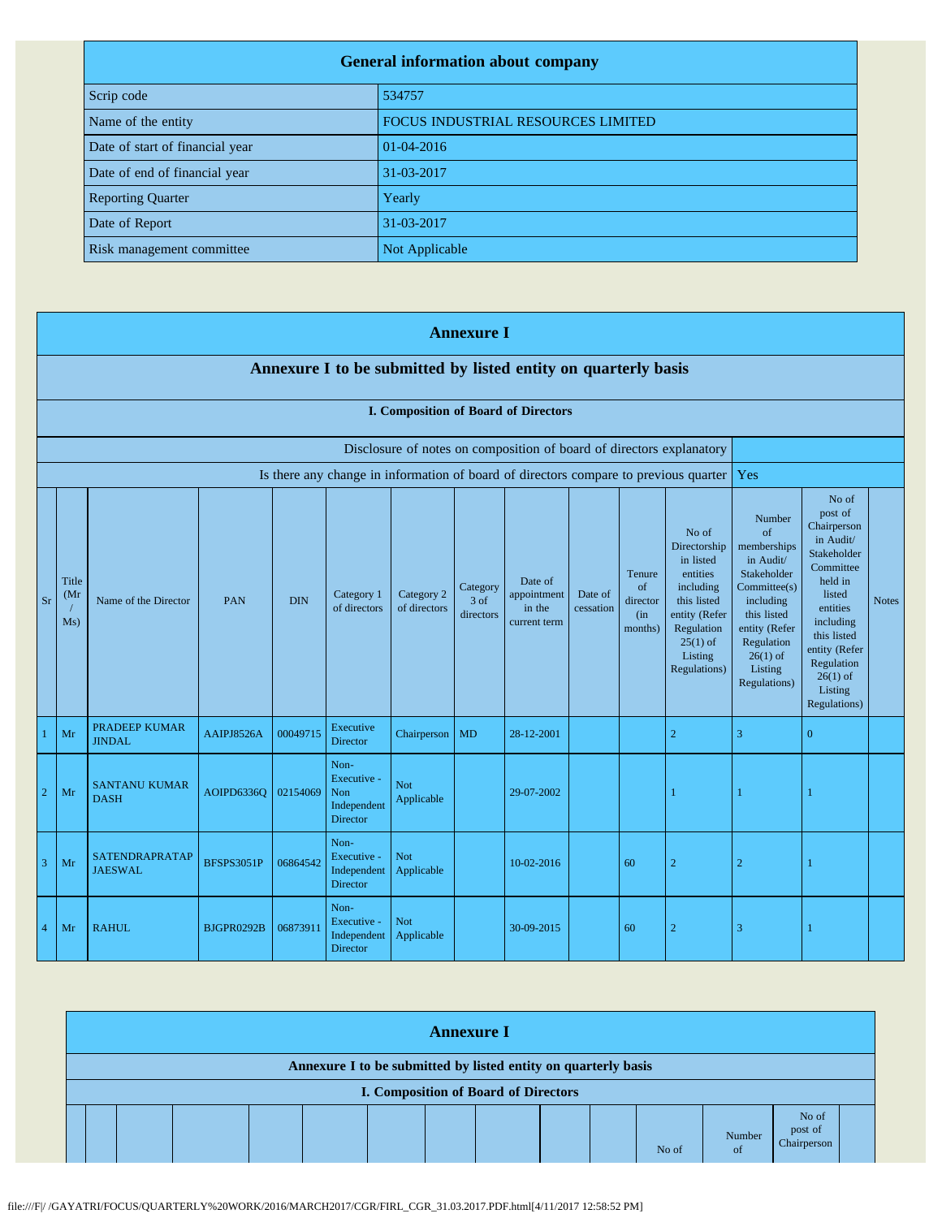| General information about company | |
|---|---|
| Scrip code | 534757 |
| Name of the entity | FOCUS INDUSTRIAL RESOURCES LIMITED |
| Date of start of financial year | 01-04-2016 |
| Date of end of financial year | 31-03-2017 |
| Reporting Quarter | Yearly |
| Date of Report | 31-03-2017 |
| Risk management committee | Not Applicable |

## Annexure I

### Annexure I to be submitted by listed entity on quarterly basis

#### I. Composition of Board of Directors

| Disclosure of notes on composition of board of directors explanatory | |
|---|---|
| Is there any change in information of board of directors compare to previous quarter | Yes |

| Sr | Title (Mr / Ms) | Name of the Director | PAN | DIN | Category 1 of directors | Category 2 of directors | Category 3 of directors | Date of appointment in the current term | Date of cessation | Tenure of director (in months) | No of Directorship in listed entities including this listed entity (Refer Regulation 25(1) of Listing Regulations) | Number of memberships in Audit/ Stakeholder Committee(s) including this listed entity (Refer Regulation 26(1) of Listing Regulations) | No of post of Chairperson in Audit/ Stakeholder Committee held in listed entities including this listed entity (Refer Regulation 26(1) of Listing Regulations) | Notes |
|---|---|---|---|---|---|---|---|---|---|---|---|---|---|---|
| 1 | Mr | PRADEEP KUMAR JINDAL | AAIPJ8526A | 00049715 | Executive Director | Chairperson | MD | 28-12-2001 | | | 2 | 3 | 0 | |
| 2 | Mr | SANTANU KUMAR DASH | AOIPD6336Q | 02154069 | Non-Executive - Non Independent Director | Not Applicable | | 29-07-2002 | | | 1 | 1 | 1 | |
| 3 | Mr | SATENDRAPRATAP JAESWAL | BFSPS3051P | 06864542 | Non-Executive - Independent Director | Not Applicable | | 10-02-2016 | | 60 | 2 | 2 | 1 | |
| 4 | Mr | RAHUL | BJGPR0292B | 06873911 | Non-Executive - Independent Director | Not Applicable | | 30-09-2015 | | 60 | 2 | 3 | 1 | |

## Annexure I

### Annexure I to be submitted by listed entity on quarterly basis

#### I. Composition of Board of Directors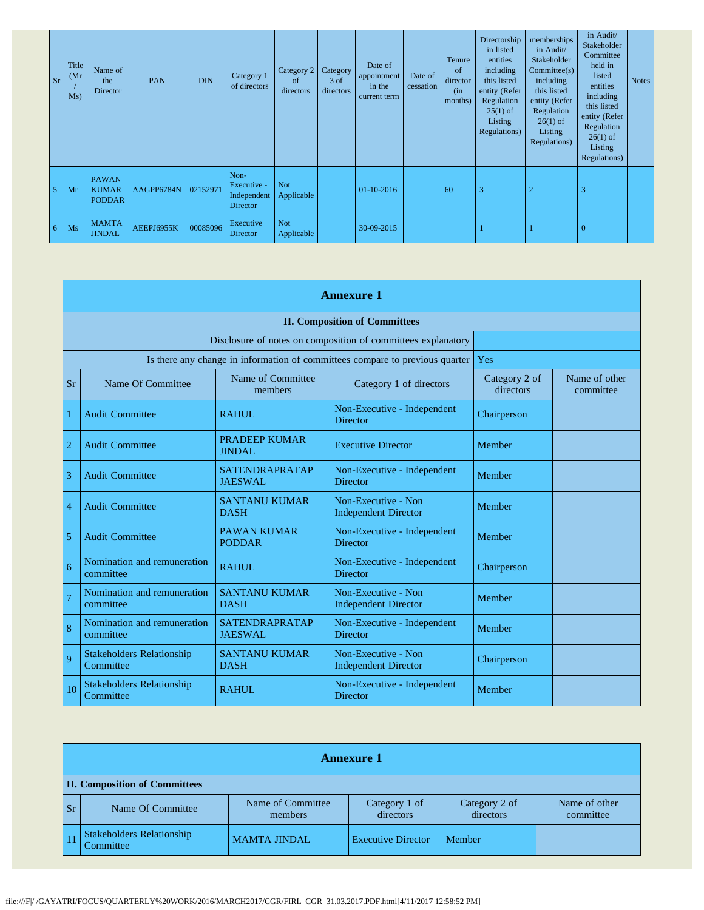| Sr | Title (Mr / Ms) | Name of the Director | PAN | DIN | Category 1 of directors | Category 2 of directors | Category 3 of directors | Date of appointment in the current term | Date of cessation | Tenure of director (in months) | Directorship in listed entities including this listed entity (Refer Regulation 25(1) of Listing Regulations) | memberships in Audit/ Stakeholder Committee(s) including this listed entity (Refer Regulation 26(1) of Listing Regulations) | in Audit/ Stakeholder Committee held in listed entities including this listed entity (Refer Regulation 26(1) of Listing Regulations) | Notes |
|---|---|---|---|---|---|---|---|---|---|---|---|---|---|---|
| 5 | Mr | PAWAN KUMAR PODDAR | AAGPP6784N | 02152971 | Non-Executive - Independent Director | Not Applicable | | 01-10-2016 | | 60 | 3 | 2 | 3 | |
| 6 | Ms | MAMTA JINDAL | AEEPJ6955K | 00085096 | Executive Director | Not Applicable | | 30-09-2015 | | | 1 | 1 | 0 | |

## Annexure 1

**II. Composition of Committees**

| Sr | Name Of Committee | Name of Committee members | Category 1 of directors | Category 2 of directors | Name of other committee |
|---|---|---|---|---|---|
| | Disclosure of notes on composition of committees explanatory | | | | |
| | Is there any change in information of committees compare to previous quarter | | | Yes | |
| 1 | Audit Committee | RAHUL | Non-Executive - Independent Director | Chairperson | |
| 2 | Audit Committee | PRADEEP KUMAR JINDAL | Executive Director | Member | |
| 3 | Audit Committee | SATENDRAPRATAP JAESWAL | Non-Executive - Independent Director | Member | |
| 4 | Audit Committee | SANTANU KUMAR DASH | Non-Executive - Non Independent Director | Member | |
| 5 | Audit Committee | PAWAN KUMAR PODDAR | Non-Executive - Independent Director | Member | |
| 6 | Nomination and remuneration committee | RAHUL | Non-Executive - Independent Director | Chairperson | |
| 7 | Nomination and remuneration committee | SANTANU KUMAR DASH | Non-Executive - Non Independent Director | Member | |
| 8 | Nomination and remuneration committee | SATENDRAPRATAP JAESWAL | Non-Executive - Independent Director | Member | |
| 9 | Stakeholders Relationship Committee | SANTANU KUMAR DASH | Non-Executive - Non Independent Director | Chairperson | |
| 10 | Stakeholders Relationship Committee | RAHUL | Non-Executive - Independent Director | Member | |
| 11 | Stakeholders Relationship Committee | MAMTA JINDAL | Executive Director | Member | |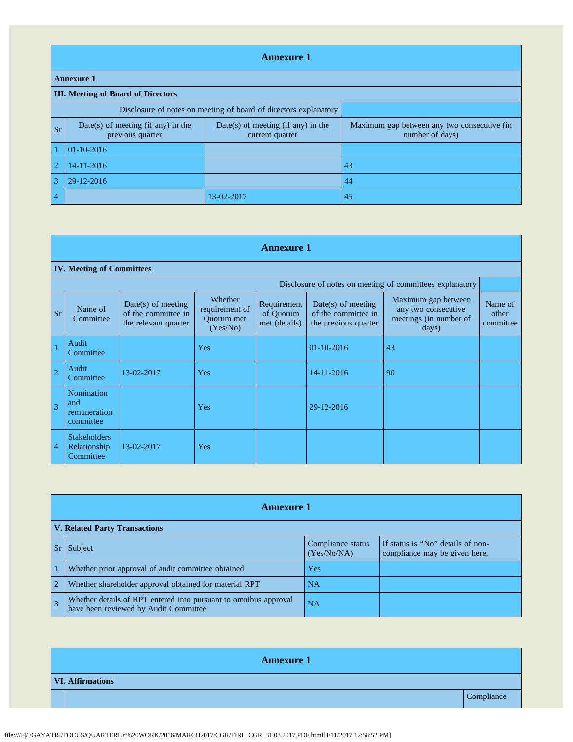## Annexure 1

**Annexure 1**

**III. Meeting of Board of Directors**

| Disclosure of notes on meeting of board of directors explanatory | | | |
|---|---|---|---|
| **Sr** | **Date(s) of meeting (if any) in the previous quarter** | **Date(s) of meeting (if any) in the current quarter** | **Maximum gap between any two consecutive (in number of days)** |
| 1 | 01-10-2016 | | |
| 2 | 14-11-2016 | | 43 |
| 3 | 29-12-2016 | | 44 |
| 4 | | 13-02-2017 | 45 |

## Annexure 1

**IV. Meeting of Committees**

| Disclosure of notes on meeting of committees explanatory | | | | | | | |
|---|---|---|---|---|---|---|---|
| **Sr** | **Name of Committee** | **Date(s) of meeting of the committee in the relevant quarter** | **Whether requirement of Quorum met (Yes/No)** | **Requirement of Quorum met (details)** | **Date(s) of meeting of the committee in the previous quarter** | **Maximum gap between any two consecutive meetings (in number of days)** | **Name of other committee** |
| 1 | Audit Committee | | Yes | | 01-10-2016 | 43 | |
| 2 | Audit Committee | 13-02-2017 | Yes | | 14-11-2016 | 90 | |
| 3 | Nomination and remuneration committee | | Yes | | 29-12-2016 | | |
| 4 | Stakeholders Relationship Committee | 13-02-2017 | Yes | | | | |

## Annexure 1

**V. Related Party Transactions**

| Sr | Subject | Compliance status (Yes/No/NA) | If status is "No" details of non-compliance may be given here. |
|---|---|---|---|
| 1 | Whether prior approval of audit committee obtained | Yes | |
| 2 | Whether shareholder approval obtained for material RPT | NA | |
| 3 | Whether details of RPT entered into pursuant to omnibus approval have been reviewed by Audit Committee | NA | |

## Annexure 1

**VI. Affirmations**

| | | Compliance |
|---|---|---|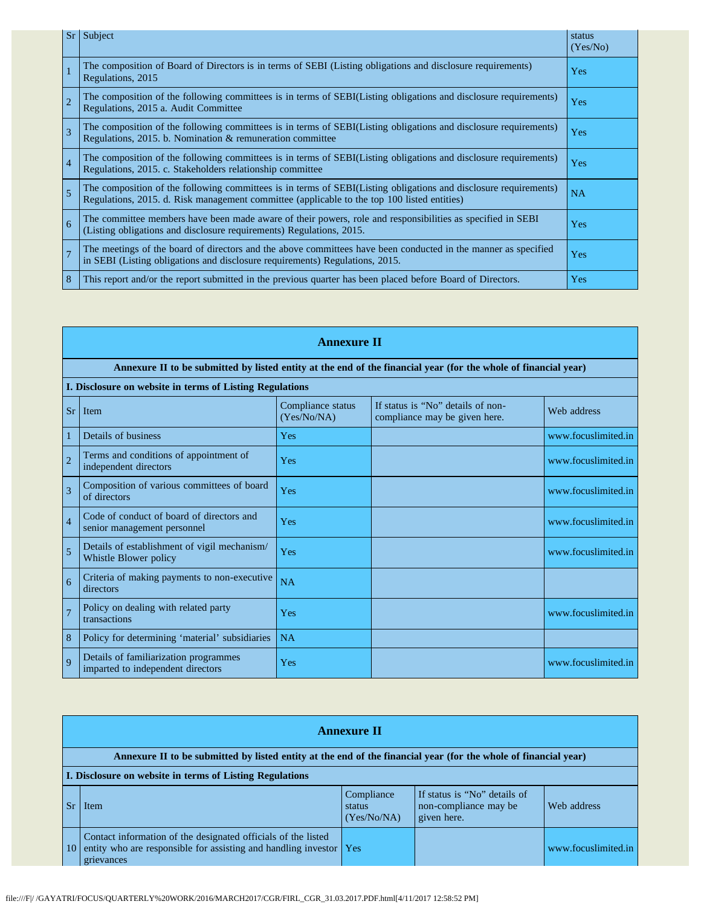| Sr | Subject | status (Yes/No) |
|---|---|---|
| 1 | The composition of Board of Directors is in terms of SEBI (Listing obligations and disclosure requirements) Regulations, 2015 | Yes |
| 2 | The composition of the following committees is in terms of SEBI(Listing obligations and disclosure requirements) Regulations, 2015 a. Audit Committee | Yes |
| 3 | The composition of the following committees is in terms of SEBI(Listing obligations and disclosure requirements) Regulations, 2015. b. Nomination & remuneration committee | Yes |
| 4 | The composition of the following committees is in terms of SEBI(Listing obligations and disclosure requirements) Regulations, 2015. c. Stakeholders relationship committee | Yes |
| 5 | The composition of the following committees is in terms of SEBI(Listing obligations and disclosure requirements) Regulations, 2015. d. Risk management committee (applicable to the top 100 listed entities) | NA |
| 6 | The committee members have been made aware of their powers, role and responsibilities as specified in SEBI (Listing obligations and disclosure requirements) Regulations, 2015. | Yes |
| 7 | The meetings of the board of directors and the above committees have been conducted in the manner as specified in SEBI (Listing obligations and disclosure requirements) Regulations, 2015. | Yes |
| 8 | This report and/or the report submitted in the previous quarter has been placed before Board of Directors. | Yes |

## Annexure II

**Annexure II to be submitted by listed entity at the end of the financial year (for the whole of financial year)**

**I. Disclosure on website in terms of Listing Regulations**

| Sr | Item | Compliance status (Yes/No/NA) | If status is "No" details of non-compliance may be given here. | Web address |
|---|---|---|---|---|
| 1 | Details of business | Yes | | www.focuslimited.in |
| 2 | Terms and conditions of appointment of independent directors | Yes | | www.focuslimited.in |
| 3 | Composition of various committees of board of directors | Yes | | www.focuslimited.in |
| 4 | Code of conduct of board of directors and senior management personnel | Yes | | www.focuslimited.in |
| 5 | Details of establishment of vigil mechanism/ Whistle Blower policy | Yes | | www.focuslimited.in |
| 6 | Criteria of making payments to non-executive directors | NA | | |
| 7 | Policy on dealing with related party transactions | Yes | | www.focuslimited.in |
| 8 | Policy for determining 'material' subsidiaries | NA | | |
| 9 | Details of familiarization programmes imparted to independent directors | Yes | | www.focuslimited.in |

## Annexure II

**Annexure II to be submitted by listed entity at the end of the financial year (for the whole of financial year)**

**I. Disclosure on website in terms of Listing Regulations**

| Sr | Item | Compliance status (Yes/No/NA) | If status is "No" details of non-compliance may be given here. | Web address |
|---|---|---|---|---|
| 10 | Contact information of the designated officials of the listed entity who are responsible for assisting and handling investor grievances | Yes | | www.focuslimited.in |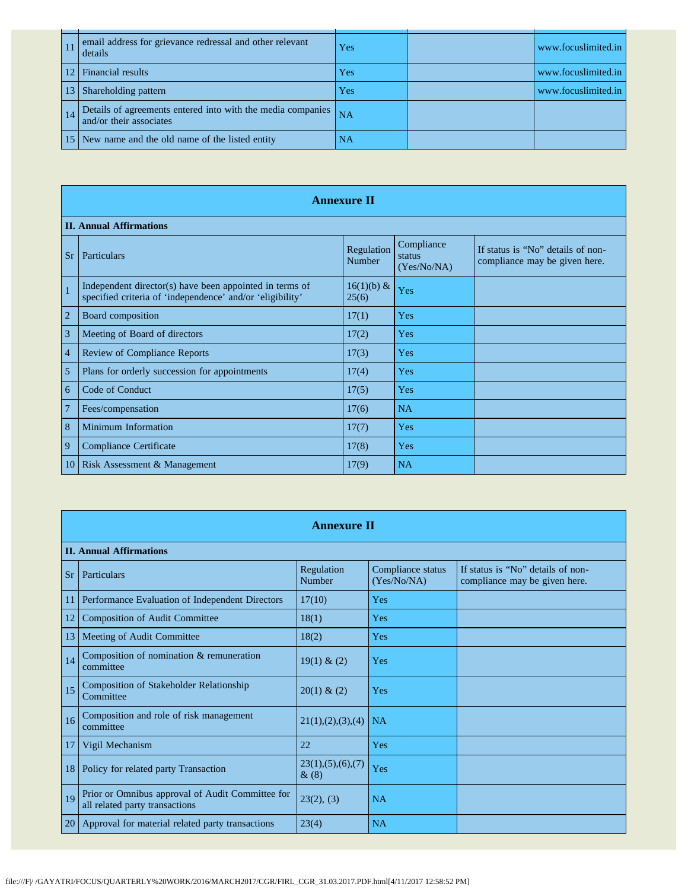| | | | | |
|---|---|---|---|---|
| 11 | email address for grievance redressal and other relevant details | Yes | | www.focuslimited.in |
| 12 | Financial results | Yes | | www.focuslimited.in |
| 13 | Shareholding pattern | Yes | | www.focuslimited.in |
| 14 | Details of agreements entered into with the media companies and/or their associates | NA | | |
| 15 | New name and the old name of the listed entity | NA | | |

## Annexure II

**II. Annual Affirmations**

| Sr | Particulars | Regulation Number | Compliance status (Yes/No/NA) | If status is "No" details of non-compliance may be given here. |
|---|---|---|---|---|
| 1 | Independent director(s) have been appointed in terms of specified criteria of 'independence' and/or 'eligibility' | 16(1)(b) & 25(6) | Yes | |
| 2 | Board composition | 17(1) | Yes | |
| 3 | Meeting of Board of directors | 17(2) | Yes | |
| 4 | Review of Compliance Reports | 17(3) | Yes | |
| 5 | Plans for orderly succession for appointments | 17(4) | Yes | |
| 6 | Code of Conduct | 17(5) | Yes | |
| 7 | Fees/compensation | 17(6) | NA | |
| 8 | Minimum Information | 17(7) | Yes | |
| 9 | Compliance Certificate | 17(8) | Yes | |
| 10 | Risk Assessment & Management | 17(9) | NA | |

## Annexure II

**II. Annual Affirmations**

| Sr | Particulars | Regulation Number | Compliance status (Yes/No/NA) | If status is "No" details of non-compliance may be given here. |
|---|---|---|---|---|
| 11 | Performance Evaluation of Independent Directors | 17(10) | Yes | |
| 12 | Composition of Audit Committee | 18(1) | Yes | |
| 13 | Meeting of Audit Committee | 18(2) | Yes | |
| 14 | Composition of nomination & remuneration committee | 19(1) & (2) | Yes | |
| 15 | Composition of Stakeholder Relationship Committee | 20(1) & (2) | Yes | |
| 16 | Composition and role of risk management committee | 21(1),(2),(3),(4) | NA | |
| 17 | Vigil Mechanism | 22 | Yes | |
| 18 | Policy for related party Transaction | 23(1),(5),(6),(7) & (8) | Yes | |
| 19 | Prior or Omnibus approval of Audit Committee for all related party transactions | 23(2), (3) | NA | |
| 20 | Approval for material related party transactions | 23(4) | NA | |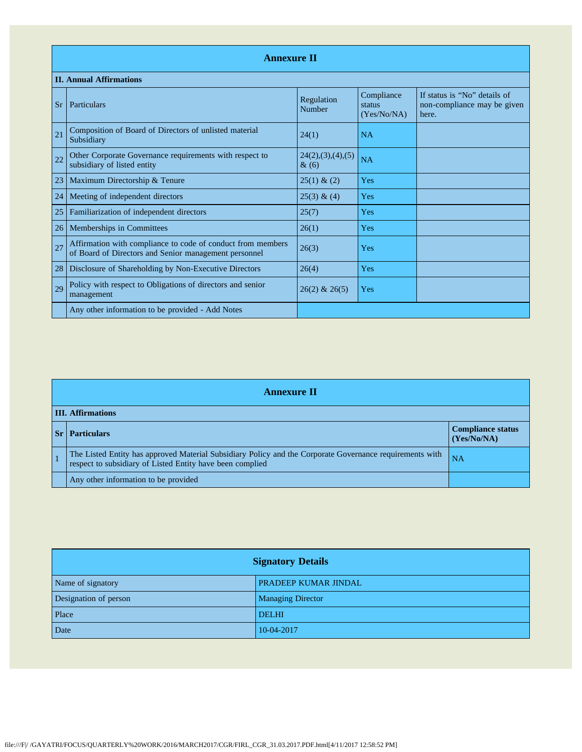## Annexure II

### II. Annual Affirmations

| Sr | Particulars | Regulation Number | Compliance status (Yes/No/NA) | If status is "No" details of non-compliance may be given here. |
|---|---|---|---|---|
| 21 | Composition of Board of Directors of unlisted material Subsidiary | 24(1) | NA | |
| 22 | Other Corporate Governance requirements with respect to subsidiary of listed entity | 24(2),(3),(4),(5) & (6) | NA | |
| 23 | Maximum Directorship & Tenure | 25(1) & (2) | Yes | |
| 24 | Meeting of independent directors | 25(3) & (4) | Yes | |
| 25 | Familiarization of independent directors | 25(7) | Yes | |
| 26 | Memberships in Committees | 26(1) | Yes | |
| 27 | Affirmation with compliance to code of conduct from members of Board of Directors and Senior management personnel | 26(3) | Yes | |
| 28 | Disclosure of Shareholding by Non-Executive Directors | 26(4) | Yes | |
| 29 | Policy with respect to Obligations of directors and senior management | 26(2) & 26(5) | Yes | |
| | Any other information to be provided - Add Notes | | | |

## Annexure II

### III. Affirmations

| Sr | Particulars | Compliance status (Yes/No/NA) |
|---|---|---|
| 1 | The Listed Entity has approved Material Subsidiary Policy and the Corporate Governance requirements with respect to subsidiary of Listed Entity have been complied | NA |
| | Any other information to be provided | |

## Signatory Details

| | |
|---|---|
| Name of signatory | PRADEEP KUMAR JINDAL |
| Designation of person | Managing Director |
| Place | DELHI |
| Date | 10-04-2017 |